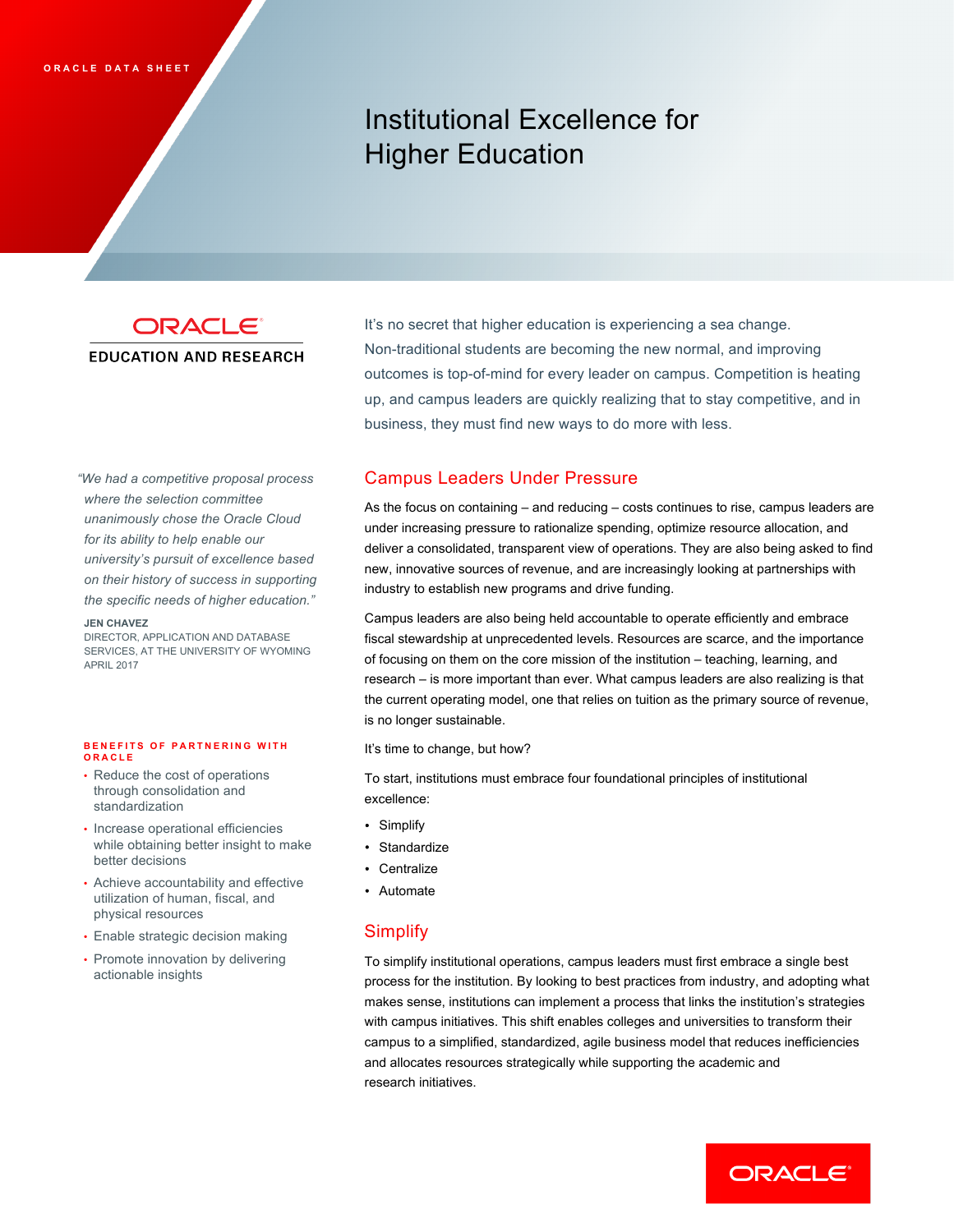ORACLE DATA SHEET

# Institutional Excellence for Higher Education

ORACLE

EDUCATION AND RESEARCH

It's no secret that higher education is experiencing a sea change. Non-traditional students are becoming the new normal, and improving outcomes is top-of-mind for every leader on campus. Competition is heating up, and campus leaders are quickly realizing that to stay competitive, and in business, they must find new ways to do more with less.

*"We had a competitive proposal process where the selection committee unanimously chose the Oracle Cloud for its ability to help enable our university's pursuit of excellence based on their history of success in supporting the specific needs of higher education."*

**JEN CHAVEZ**
DIRECTOR, APPLICATION AND DATABASE SERVICES, AT THE UNIVERSITY OF WYOMING
APRIL 2017

**BENEFITS OF PARTNERING WITH ORACLE**

- Reduce the cost of operations through consolidation and standardization
- Increase operational efficiencies while obtaining better insight to make better decisions
- Achieve accountability and effective utilization of human, fiscal, and physical resources
- Enable strategic decision making
- Promote innovation by delivering actionable insights

## Campus Leaders Under Pressure

As the focus on containing – and reducing – costs continues to rise, campus leaders are under increasing pressure to rationalize spending, optimize resource allocation, and deliver a consolidated, transparent view of operations. They are also being asked to find new, innovative sources of revenue, and are increasingly looking at partnerships with industry to establish new programs and drive funding.

Campus leaders are also being held accountable to operate efficiently and embrace fiscal stewardship at unprecedented levels. Resources are scarce, and the importance of focusing on them on the core mission of the institution – teaching, learning, and research – is more important than ever. What campus leaders are also realizing is that the current operating model, one that relies on tuition as the primary source of revenue, is no longer sustainable.

It's time to change, but how?

To start, institutions must embrace four foundational principles of institutional excellence:

- Simplify
- Standardize
- Centralize
- Automate

## Simplify

To simplify institutional operations, campus leaders must first embrace a single best process for the institution. By looking to best practices from industry, and adopting what makes sense, institutions can implement a process that links the institution's strategies with campus initiatives. This shift enables colleges and universities to transform their campus to a simplified, standardized, agile business model that reduces inefficiencies and allocates resources strategically while supporting the academic and research initiatives.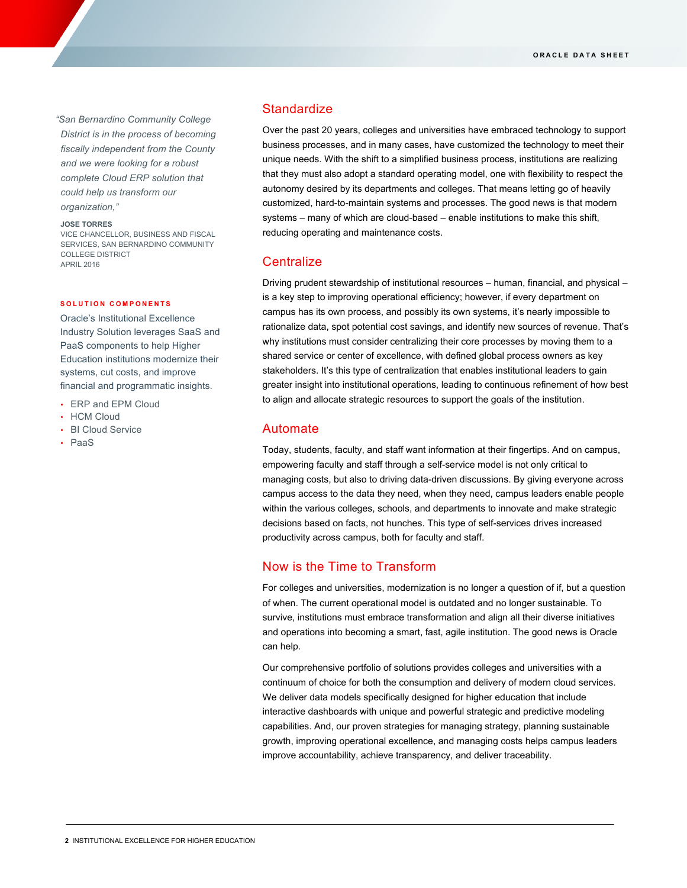*"San Bernardino Community College District is in the process of becoming fiscally independent from the County and we were looking for a robust complete Cloud ERP solution that could help us transform our organization,"*

**JOSE TORRES**
VICE CHANCELLOR, BUSINESS AND FISCAL SERVICES, SAN BERNARDINO COMMUNITY COLLEGE DISTRICT
APRIL 2016

**SOLUTION COMPONENTS**

Oracle's Institutional Excellence Industry Solution leverages SaaS and PaaS components to help Higher Education institutions modernize their systems, cut costs, and improve financial and programmatic insights.

- ERP and EPM Cloud
- HCM Cloud
- BI Cloud Service
- PaaS

## Standardize

Over the past 20 years, colleges and universities have embraced technology to support business processes, and in many cases, have customized the technology to meet their unique needs. With the shift to a simplified business process, institutions are realizing that they must also adopt a standard operating model, one with flexibility to respect the autonomy desired by its departments and colleges. That means letting go of heavily customized, hard-to-maintain systems and processes. The good news is that modern systems – many of which are cloud-based – enable institutions to make this shift, reducing operating and maintenance costs.

## Centralize

Driving prudent stewardship of institutional resources – human, financial, and physical – is a key step to improving operational efficiency; however, if every department on campus has its own process, and possibly its own systems, it's nearly impossible to rationalize data, spot potential cost savings, and identify new sources of revenue. That's why institutions must consider centralizing their core processes by moving them to a shared service or center of excellence, with defined global process owners as key stakeholders. It's this type of centralization that enables institutional leaders to gain greater insight into institutional operations, leading to continuous refinement of how best to align and allocate strategic resources to support the goals of the institution.

## Automate

Today, students, faculty, and staff want information at their fingertips. And on campus, empowering faculty and staff through a self-service model is not only critical to managing costs, but also to driving data-driven discussions. By giving everyone across campus access to the data they need, when they need, campus leaders enable people within the various colleges, schools, and departments to innovate and make strategic decisions based on facts, not hunches. This type of self-services drives increased productivity across campus, both for faculty and staff.

## Now is the Time to Transform

For colleges and universities, modernization is no longer a question of if, but a question of when. The current operational model is outdated and no longer sustainable. To survive, institutions must embrace transformation and align all their diverse initiatives and operations into becoming a smart, fast, agile institution. The good news is Oracle can help.

Our comprehensive portfolio of solutions provides colleges and universities with a continuum of choice for both the consumption and delivery of modern cloud services. We deliver data models specifically designed for higher education that include interactive dashboards with unique and powerful strategic and predictive modeling capabilities. And, our proven strategies for managing strategy, planning sustainable growth, improving operational excellence, and managing costs helps campus leaders improve accountability, achieve transparency, and deliver traceability.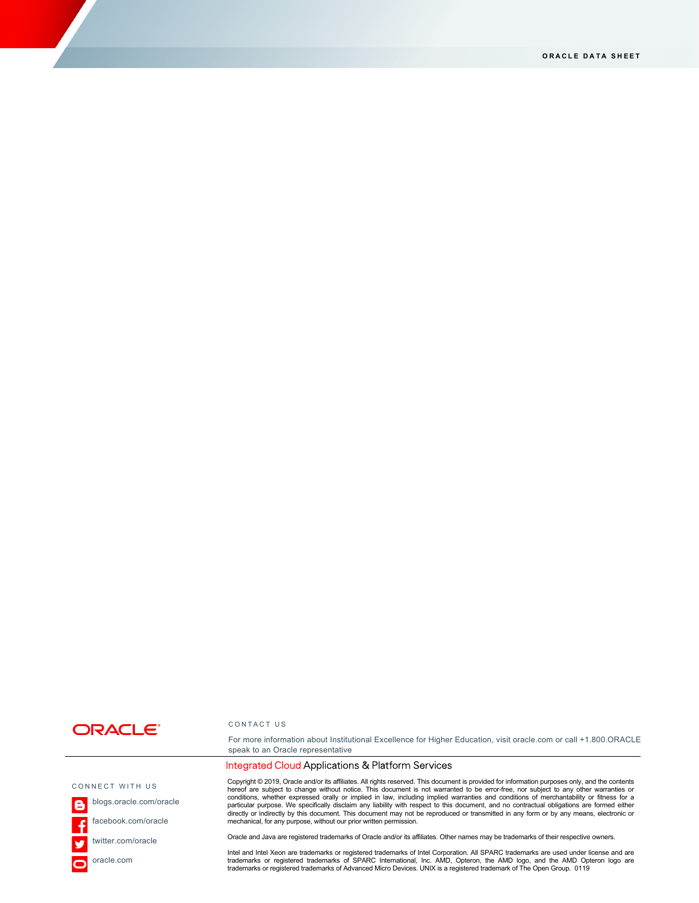ORACLE

CONTACT US

For more information about Institutional Excellence for Higher Education, visit oracle.com or call +1.800.ORACLE speak to an Oracle representative

Integrated Cloud Applications & Platform Services

CONNECT WITH US

blogs.oracle.com/oracle

facebook.com/oracle

twitter.com/oracle

oracle.com

Copyright © 2019, Oracle and/or its affiliates. All rights reserved. This document is provided for information purposes only, and the contents hereof are subject to change without notice. This document is not warranted to be error-free, nor subject to any other warranties or conditions, whether expressed orally or implied in law, including implied warranties and conditions of merchantability or fitness for a particular purpose. We specifically disclaim any liability with respect to this document, and no contractual obligations are formed either directly or indirectly by this document. This document may not be reproduced or transmitted in any form or by any means, electronic or mechanical, for any purpose, without our prior written permission.

Oracle and Java are registered trademarks of Oracle and/or its affiliates. Other names may be trademarks of their respective owners.

Intel and Intel Xeon are trademarks or registered trademarks of Intel Corporation. All SPARC trademarks are used under license and are trademarks or registered trademarks of SPARC International, Inc. AMD, Opteron, the AMD logo, and the AMD Opteron logo are trademarks or registered trademarks of Advanced Micro Devices. UNIX is a registered trademark of The Open Group. 0119